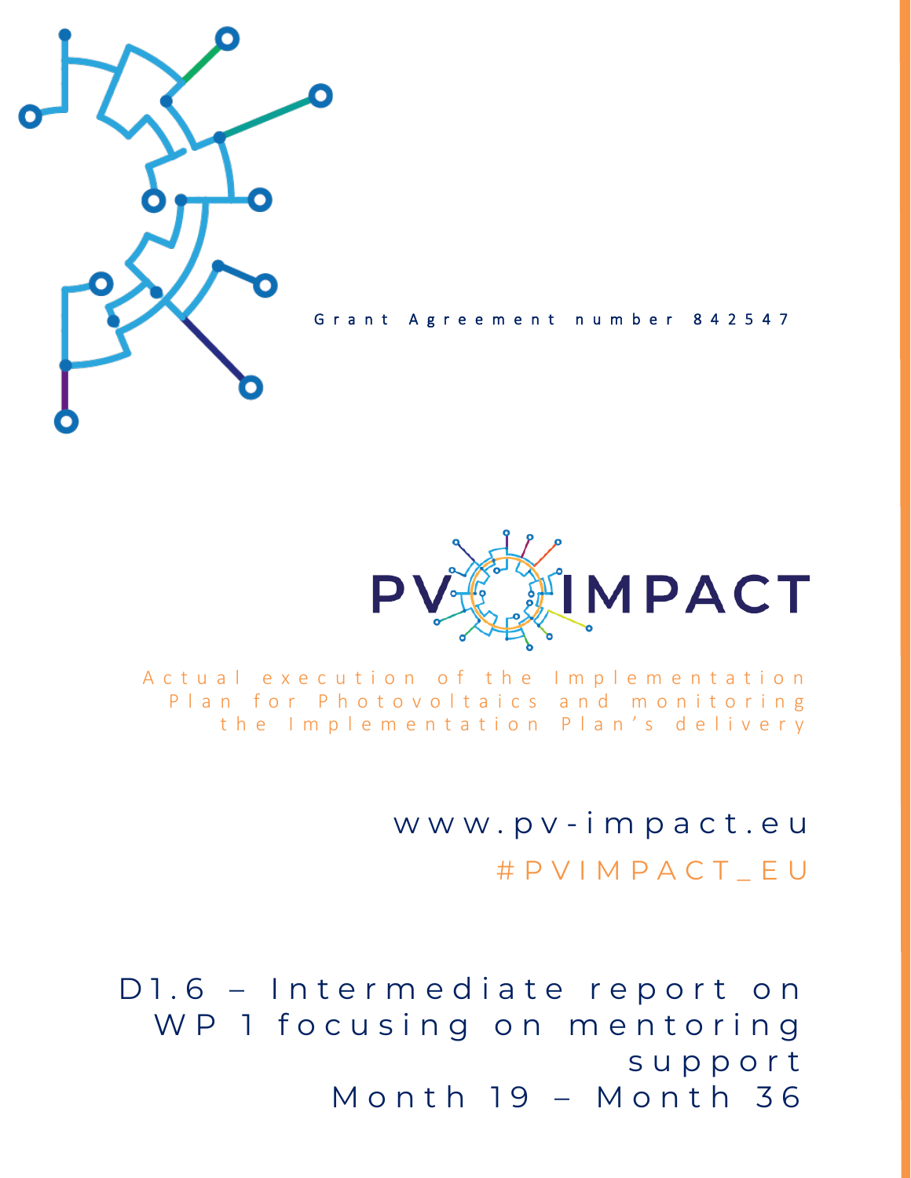Grant Agreement number 842547

# PV IMPACT

Actual execution of the Implementation Plan for Photovoltaics and monitoring the Implementation Plan's delivery

www.pv-impact.eu

#PVIMPACT_EU

# D1.6 – Intermediate report on WP 1 focusing on mentoring support Month 19 – Month 36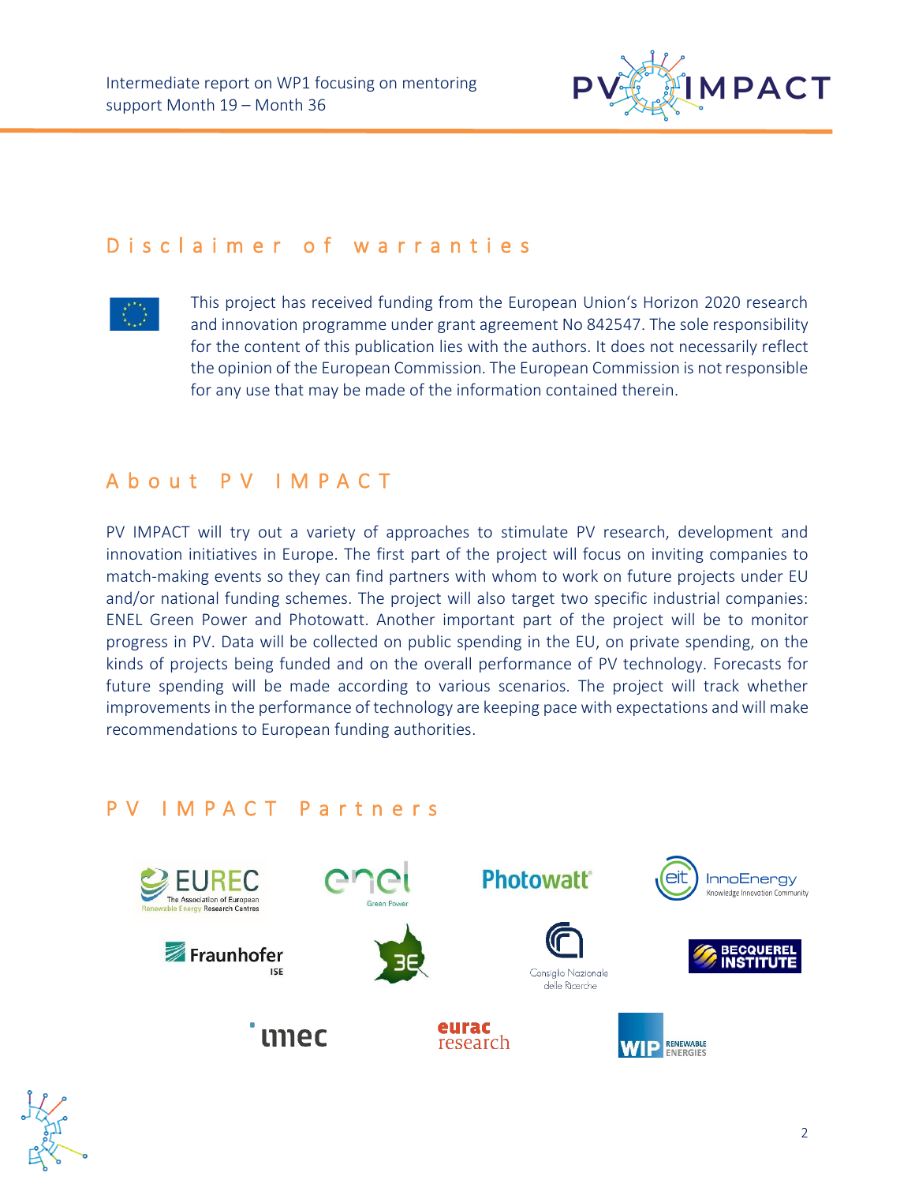## Disclaimer of warranties

This project has received funding from the European Union's Horizon 2020 research and innovation programme under grant agreement No 842547. The sole responsibility for the content of this publication lies with the authors. It does not necessarily reflect the opinion of the European Commission. The European Commission is not responsible for any use that may be made of the information contained therein.

## About PV IMPACT

PV IMPACT will try out a variety of approaches to stimulate PV research, development and innovation initiatives in Europe. The first part of the project will focus on inviting companies to match-making events so they can find partners with whom to work on future projects under EU and/or national funding schemes. The project will also target two specific industrial companies: ENEL Green Power and Photowatt. Another important part of the project will be to monitor progress in PV. Data will be collected on public spending in the EU, on private spending, on the kinds of projects being funded and on the overall performance of PV technology. Forecasts for future spending will be made according to various scenarios. The project will track whether improvements in the performance of technology are keeping pace with expectations and will make recommendations to European funding authorities.

## PV IMPACT Partners

EUREC – The Association of European Renewable Energy Research Centres

enel Green Power

Photowatt

eit InnoEnergy – Knowledge Innovation Community

Fraunhofer ISE

3E

Consiglio Nazionale delle Ricerche

Becquerel Institute

imec

eurac research

WIP Renewable Energies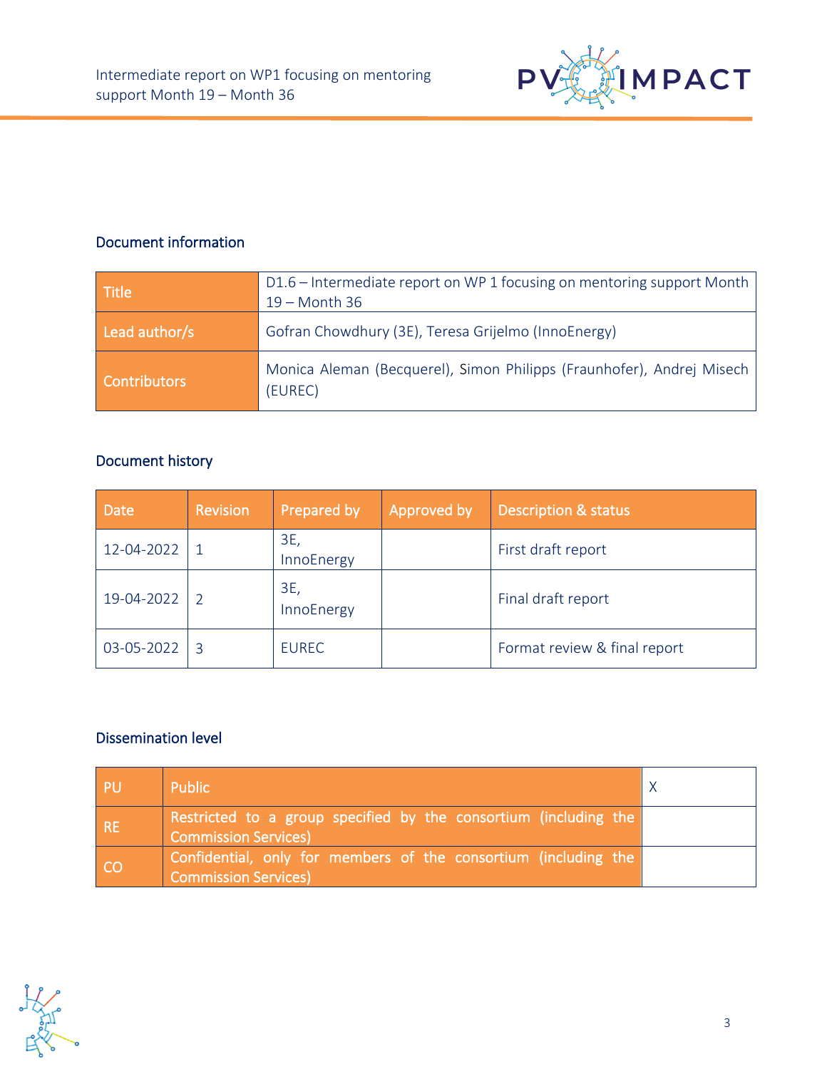### Document information

| Title | D1.6 – Intermediate report on WP 1 focusing on mentoring support Month 19 – Month 36 |
|---|---|
| Lead author/s | Gofran Chowdhury (3E), Teresa Grijelmo (InnoEnergy) |
| Contributors | Monica Aleman (Becquerel), Simon Philipps (Fraunhofer), Andrej Misech (EUREC) |

### Document history

| Date | Revision | Prepared by | Approved by | Description & status |
|---|---|---|---|---|
| 12-04-2022 | 1 | 3E, InnoEnergy | | First draft report |
| 19-04-2022 | 2 | 3E, InnoEnergy | | Final draft report |
| 03-05-2022 | 3 | EUREC | | Format review & final report |

### Dissemination level

| PU | Public | X |
|---|---|---|
| RE | Restricted to a group specified by the consortium (including the Commission Services) | |
| CO | Confidential, only for members of the consortium (including the Commission Services) | |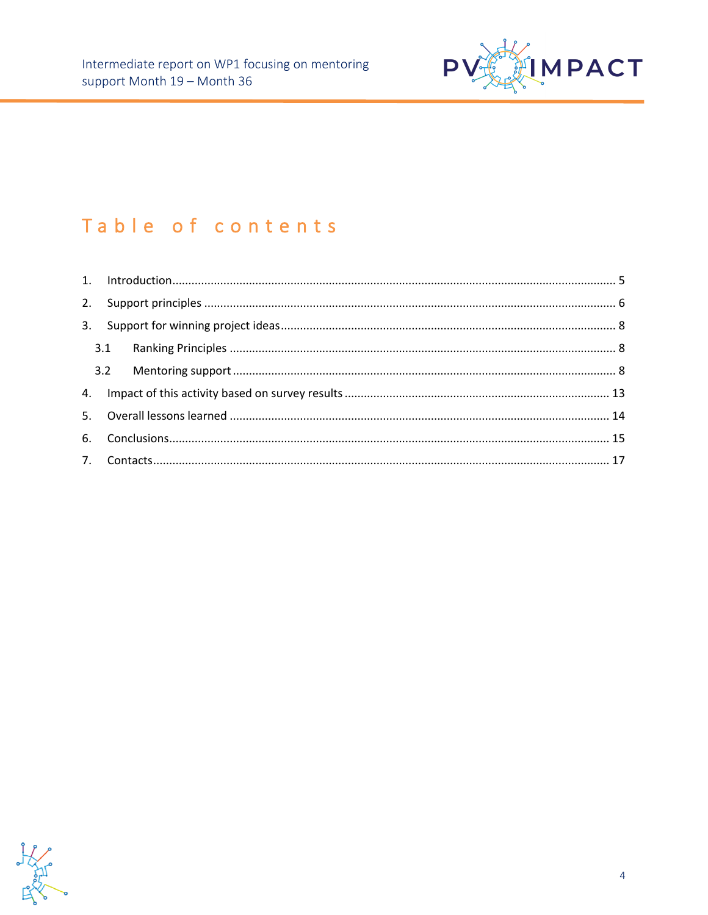# Table of contents

1. Introduction ........ 5
2. Support principles ........ 6
3. Support for winning project ideas ........ 8
   - 3.1 Ranking Principles ........ 8
   - 3.2 Mentoring support ........ 8
4. Impact of this activity based on survey results ........ 13
5. Overall lessons learned ........ 14
6. Conclusions ........ 15
7. Contacts ........ 17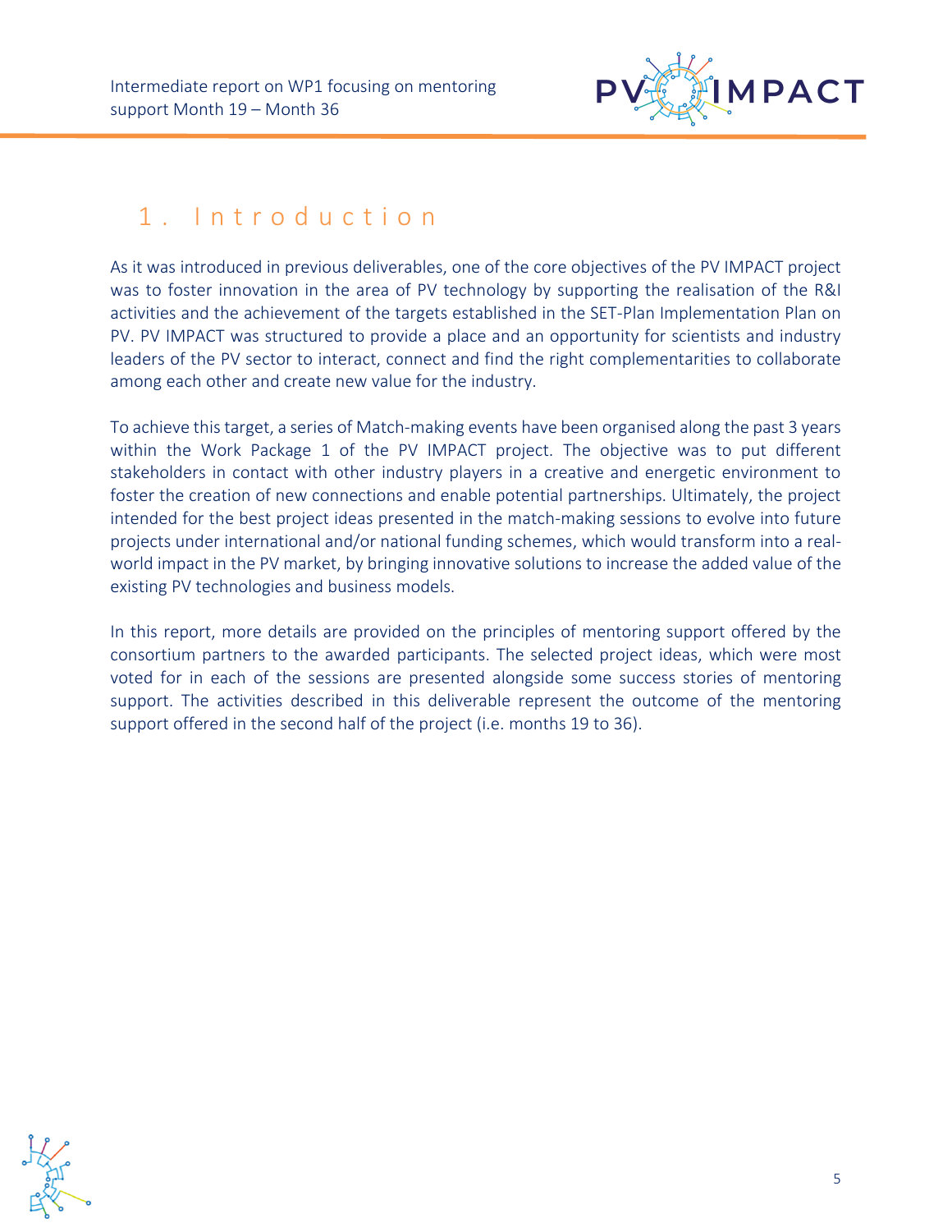# 1. Introduction

As it was introduced in previous deliverables, one of the core objectives of the PV IMPACT project was to foster innovation in the area of PV technology by supporting the realisation of the R&I activities and the achievement of the targets established in the SET-Plan Implementation Plan on PV. PV IMPACT was structured to provide a place and an opportunity for scientists and industry leaders of the PV sector to interact, connect and find the right complementarities to collaborate among each other and create new value for the industry.

To achieve this target, a series of Match-making events have been organised along the past 3 years within the Work Package 1 of the PV IMPACT project. The objective was to put different stakeholders in contact with other industry players in a creative and energetic environment to foster the creation of new connections and enable potential partnerships. Ultimately, the project intended for the best project ideas presented in the match-making sessions to evolve into future projects under international and/or national funding schemes, which would transform into a real-world impact in the PV market, by bringing innovative solutions to increase the added value of the existing PV technologies and business models.

In this report, more details are provided on the principles of mentoring support offered by the consortium partners to the awarded participants. The selected project ideas, which were most voted for in each of the sessions are presented alongside some success stories of mentoring support. The activities described in this deliverable represent the outcome of the mentoring support offered in the second half of the project (i.e. months 19 to 36).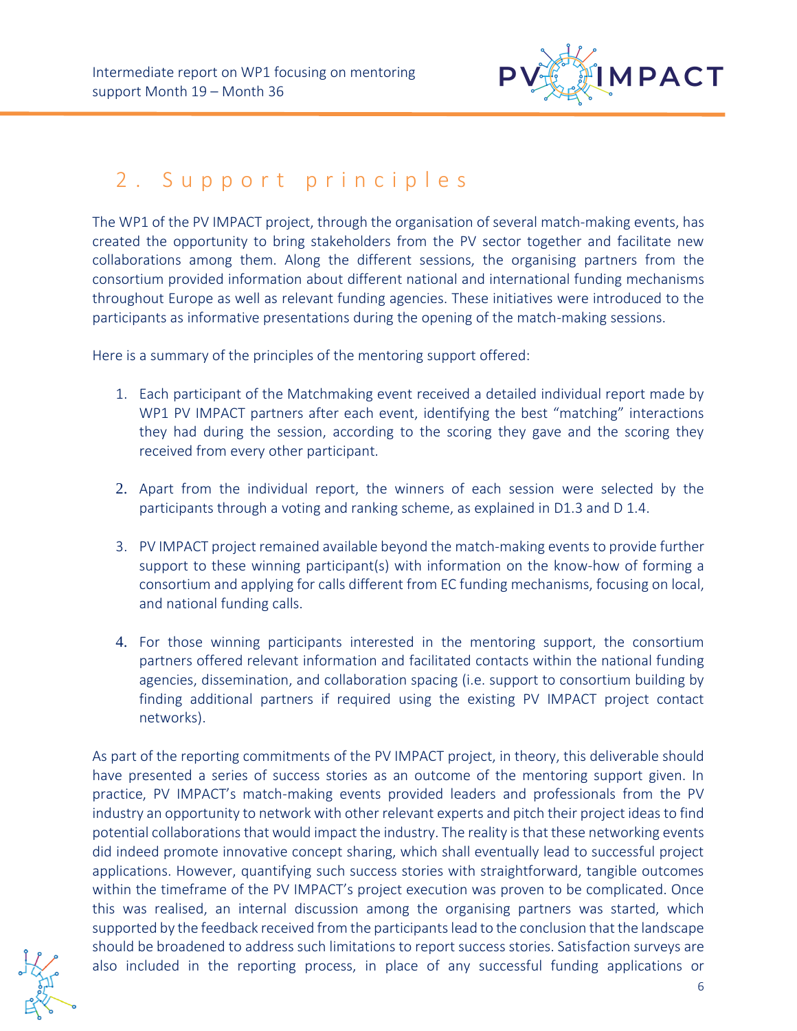# 2. Support principles

The WP1 of the PV IMPACT project, through the organisation of several match-making events, has created the opportunity to bring stakeholders from the PV sector together and facilitate new collaborations among them. Along the different sessions, the organising partners from the consortium provided information about different national and international funding mechanisms throughout Europe as well as relevant funding agencies. These initiatives were introduced to the participants as informative presentations during the opening of the match-making sessions.

Here is a summary of the principles of the mentoring support offered:

1. Each participant of the Matchmaking event received a detailed individual report made by WP1 PV IMPACT partners after each event, identifying the best "matching" interactions they had during the session, according to the scoring they gave and the scoring they received from every other participant.

2. Apart from the individual report, the winners of each session were selected by the participants through a voting and ranking scheme, as explained in D1.3 and D 1.4.

3. PV IMPACT project remained available beyond the match-making events to provide further support to these winning participant(s) with information on the know-how of forming a consortium and applying for calls different from EC funding mechanisms, focusing on local, and national funding calls.

4. For those winning participants interested in the mentoring support, the consortium partners offered relevant information and facilitated contacts within the national funding agencies, dissemination, and collaboration spacing (i.e. support to consortium building by finding additional partners if required using the existing PV IMPACT project contact networks).

As part of the reporting commitments of the PV IMPACT project, in theory, this deliverable should have presented a series of success stories as an outcome of the mentoring support given. In practice, PV IMPACT's match-making events provided leaders and professionals from the PV industry an opportunity to network with other relevant experts and pitch their project ideas to find potential collaborations that would impact the industry. The reality is that these networking events did indeed promote innovative concept sharing, which shall eventually lead to successful project applications. However, quantifying such success stories with straightforward, tangible outcomes within the timeframe of the PV IMPACT's project execution was proven to be complicated. Once this was realised, an internal discussion among the organising partners was started, which supported by the feedback received from the participants lead to the conclusion that the landscape should be broadened to address such limitations to report success stories. Satisfaction surveys are also included in the reporting process, in place of any successful funding applications or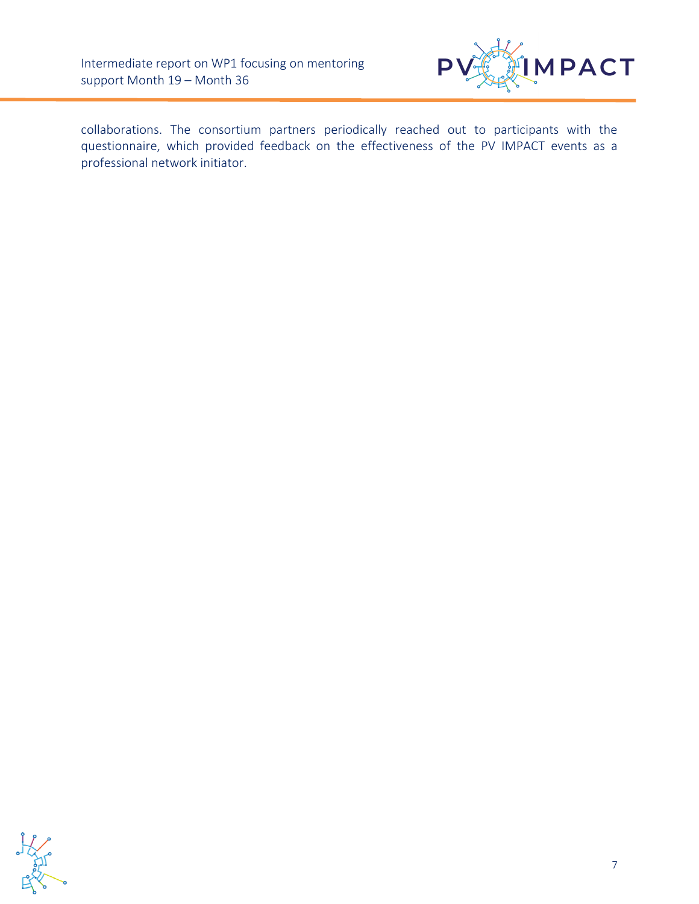collaborations. The consortium partners periodically reached out to participants with the questionnaire, which provided feedback on the effectiveness of the PV IMPACT events as a professional network initiator.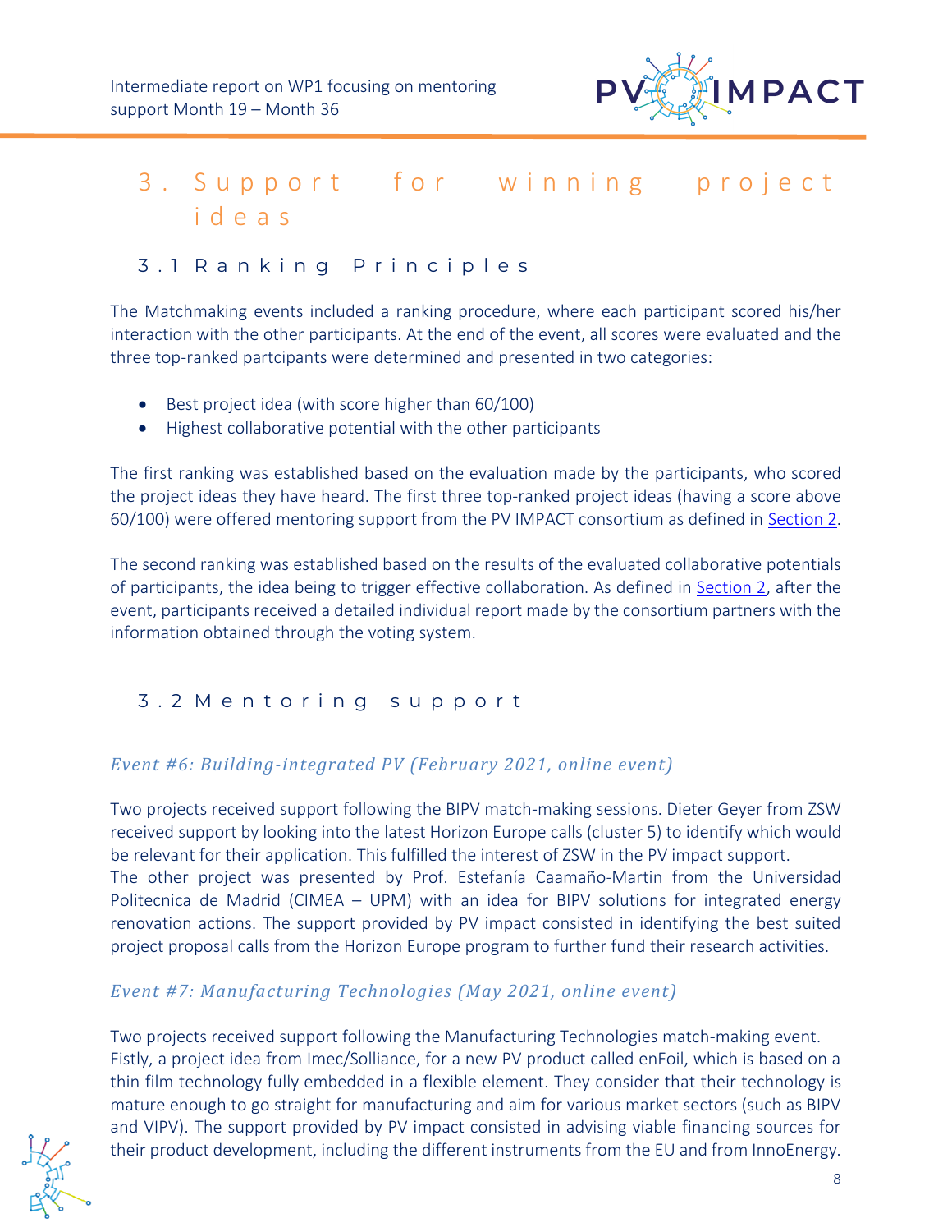# 3. Support for winning project ideas

## 3.1 Ranking Principles

The Matchmaking events included a ranking procedure, where each participant scored his/her interaction with the other participants. At the end of the event, all scores were evaluated and the three top-ranked partcipants were determined and presented in two categories:

- Best project idea (with score higher than 60/100)
- Highest collaborative potential with the other participants

The first ranking was established based on the evaluation made by the participants, who scored the project ideas they have heard. The first three top-ranked project ideas (having a score above 60/100) were offered mentoring support from the PV IMPACT consortium as defined in Section 2.

The second ranking was established based on the results of the evaluated collaborative potentials of participants, the idea being to trigger effective collaboration. As defined in Section 2, after the event, participants received a detailed individual report made by the consortium partners with the information obtained through the voting system.

## 3.2 Mentoring support

*Event #6: Building-integrated PV (February 2021, online event)*

Two projects received support following the BIPV match-making sessions. Dieter Geyer from ZSW received support by looking into the latest Horizon Europe calls (cluster 5) to identify which would be relevant for their application. This fulfilled the interest of ZSW in the PV impact support.
The other project was presented by Prof. Estefanía Caamaño-Martin from the Universidad Politecnica de Madrid (CIMEA – UPM) with an idea for BIPV solutions for integrated energy renovation actions. The support provided by PV impact consisted in identifying the best suited project proposal calls from the Horizon Europe program to further fund their research activities.

*Event #7: Manufacturing Technologies (May 2021, online event)*

Two projects received support following the Manufacturing Technologies match-making event.
Fistly, a project idea from Imec/Solliance, for a new PV product called enFoil, which is based on a thin film technology fully embedded in a flexible element. They consider that their technology is mature enough to go straight for manufacturing and aim for various market sectors (such as BIPV and VIPV). The support provided by PV impact consisted in advising viable financing sources for their product development, including the different instruments from the EU and from InnoEnergy.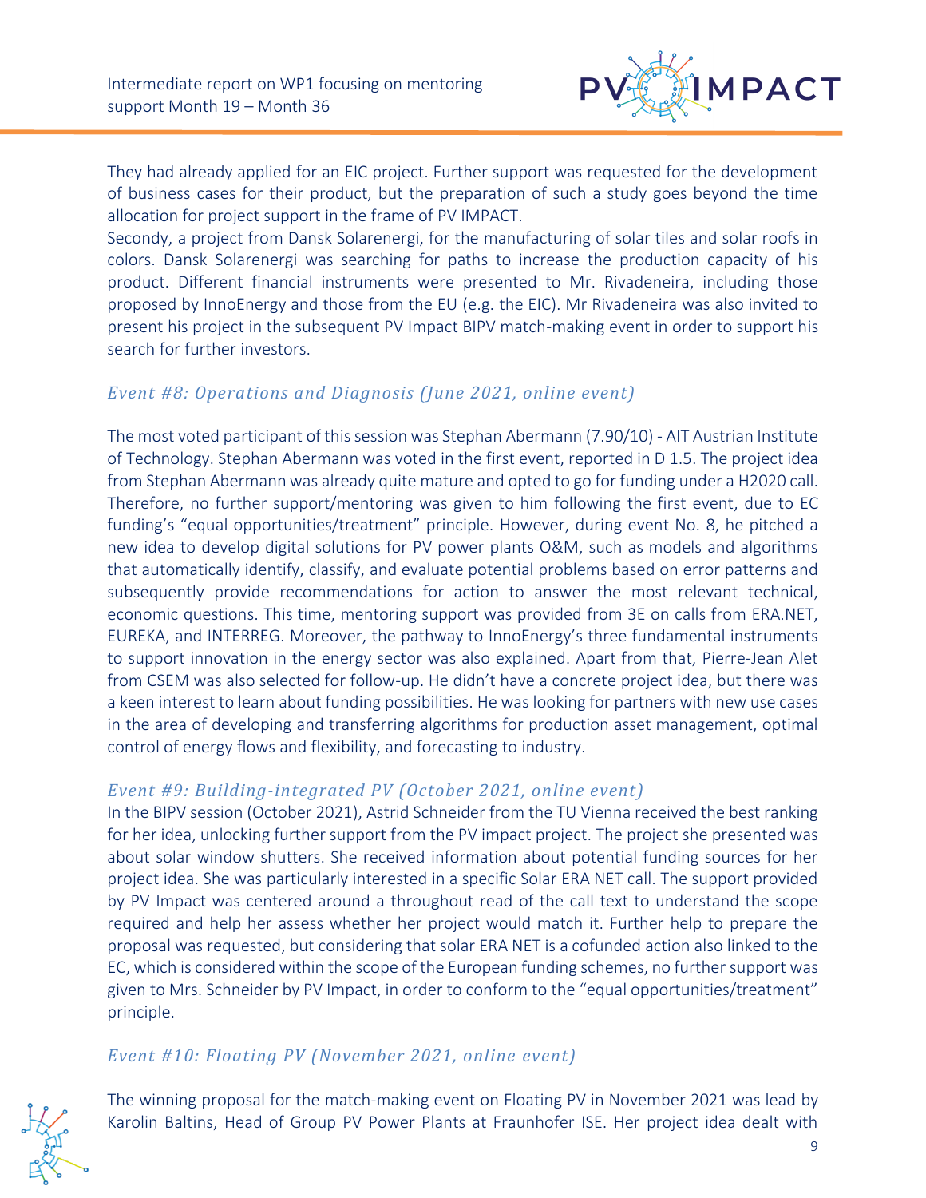They had already applied for an EIC project. Further support was requested for the development of business cases for their product, but the preparation of such a study goes beyond the time allocation for project support in the frame of PV IMPACT.

Secondy, a project from Dansk Solarenergi, for the manufacturing of solar tiles and solar roofs in colors. Dansk Solarenergi was searching for paths to increase the production capacity of his product. Different financial instruments were presented to Mr. Rivadeneira, including those proposed by InnoEnergy and those from the EU (e.g. the EIC). Mr Rivadeneira was also invited to present his project in the subsequent PV Impact BIPV match-making event in order to support his search for further investors.

### *Event #8: Operations and Diagnosis (June 2021, online event)*

The most voted participant of this session was Stephan Abermann (7.90/10) - AIT Austrian Institute of Technology. Stephan Abermann was voted in the first event, reported in D 1.5. The project idea from Stephan Abermann was already quite mature and opted to go for funding under a H2020 call. Therefore, no further support/mentoring was given to him following the first event, due to EC funding's "equal opportunities/treatment" principle. However, during event No. 8, he pitched a new idea to develop digital solutions for PV power plants O&M, such as models and algorithms that automatically identify, classify, and evaluate potential problems based on error patterns and subsequently provide recommendations for action to answer the most relevant technical, economic questions. This time, mentoring support was provided from 3E on calls from ERA.NET, EUREKA, and INTERREG. Moreover, the pathway to InnoEnergy's three fundamental instruments to support innovation in the energy sector was also explained. Apart from that, Pierre-Jean Alet from CSEM was also selected for follow-up. He didn't have a concrete project idea, but there was a keen interest to learn about funding possibilities. He was looking for partners with new use cases in the area of developing and transferring algorithms for production asset management, optimal control of energy flows and flexibility, and forecasting to industry.

### *Event #9: Building-integrated PV (October 2021, online event)*

In the BIPV session (October 2021), Astrid Schneider from the TU Vienna received the best ranking for her idea, unlocking further support from the PV impact project. The project she presented was about solar window shutters. She received information about potential funding sources for her project idea. She was particularly interested in a specific Solar ERA NET call. The support provided by PV Impact was centered around a throughout read of the call text to understand the scope required and help her assess whether her project would match it. Further help to prepare the proposal was requested, but considering that solar ERA NET is a cofunded action also linked to the EC, which is considered within the scope of the European funding schemes, no further support was given to Mrs. Schneider by PV Impact, in order to conform to the "equal opportunities/treatment" principle.

### *Event #10: Floating PV (November 2021, online event)*

The winning proposal for the match-making event on Floating PV in November 2021 was lead by Karolin Baltins, Head of Group PV Power Plants at Fraunhofer ISE. Her project idea dealt with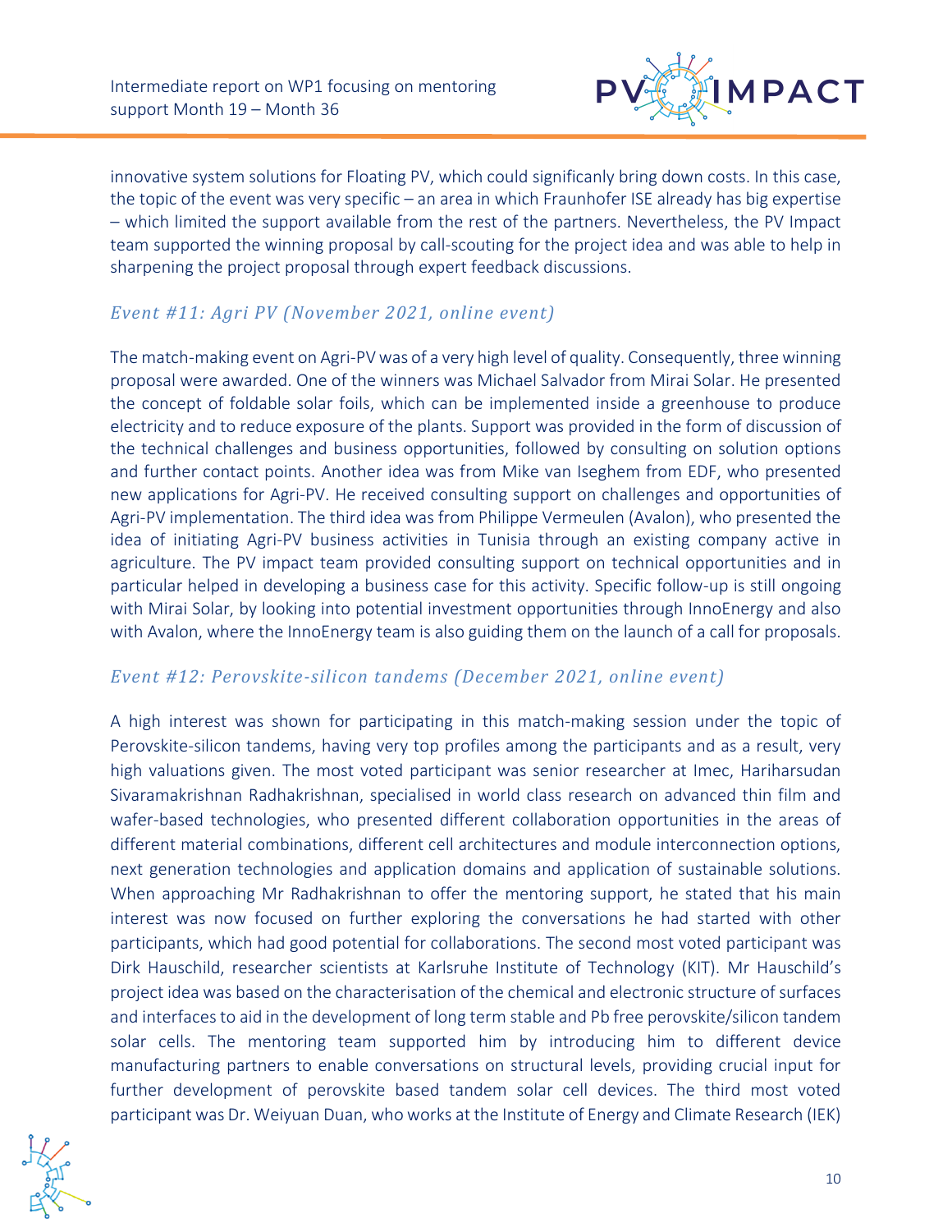innovative system solutions for Floating PV, which could significanly bring down costs. In this case, the topic of the event was very specific – an area in which Fraunhofer ISE already has big expertise – which limited the support available from the rest of the partners. Nevertheless, the PV Impact team supported the winning proposal by call-scouting for the project idea and was able to help in sharpening the project proposal through expert feedback discussions.

### *Event #11: Agri PV (November 2021, online event)*

The match-making event on Agri-PV was of a very high level of quality. Consequently, three winning proposal were awarded. One of the winners was Michael Salvador from Mirai Solar. He presented the concept of foldable solar foils, which can be implemented inside a greenhouse to produce electricity and to reduce exposure of the plants. Support was provided in the form of discussion of the technical challenges and business opportunities, followed by consulting on solution options and further contact points. Another idea was from Mike van Iseghem from EDF, who presented new applications for Agri-PV. He received consulting support on challenges and opportunities of Agri-PV implementation. The third idea was from Philippe Vermeulen (Avalon), who presented the idea of initiating Agri-PV business activities in Tunisia through an existing company active in agriculture. The PV impact team provided consulting support on technical opportunities and in particular helped in developing a business case for this activity. Specific follow-up is still ongoing with Mirai Solar, by looking into potential investment opportunities through InnoEnergy and also with Avalon, where the InnoEnergy team is also guiding them on the launch of a call for proposals.

### *Event #12: Perovskite-silicon tandems (December 2021, online event)*

A high interest was shown for participating in this match-making session under the topic of Perovskite-silicon tandems, having very top profiles among the participants and as a result, very high valuations given. The most voted participant was senior researcher at Imec, Hariharsudan Sivaramakrishnan Radhakrishnan, specialised in world class research on advanced thin film and wafer-based technologies, who presented different collaboration opportunities in the areas of different material combinations, different cell architectures and module interconnection options, next generation technologies and application domains and application of sustainable solutions. When approaching Mr Radhakrishnan to offer the mentoring support, he stated that his main interest was now focused on further exploring the conversations he had started with other participants, which had good potential for collaborations. The second most voted participant was Dirk Hauschild, researcher scientists at Karlsruhe Institute of Technology (KIT). Mr Hauschild's project idea was based on the characterisation of the chemical and electronic structure of surfaces and interfaces to aid in the development of long term stable and Pb free perovskite/silicon tandem solar cells. The mentoring team supported him by introducing him to different device manufacturing partners to enable conversations on structural levels, providing crucial input for further development of perovskite based tandem solar cell devices. The third most voted participant was Dr. Weiyuan Duan, who works at the Institute of Energy and Climate Research (IEK)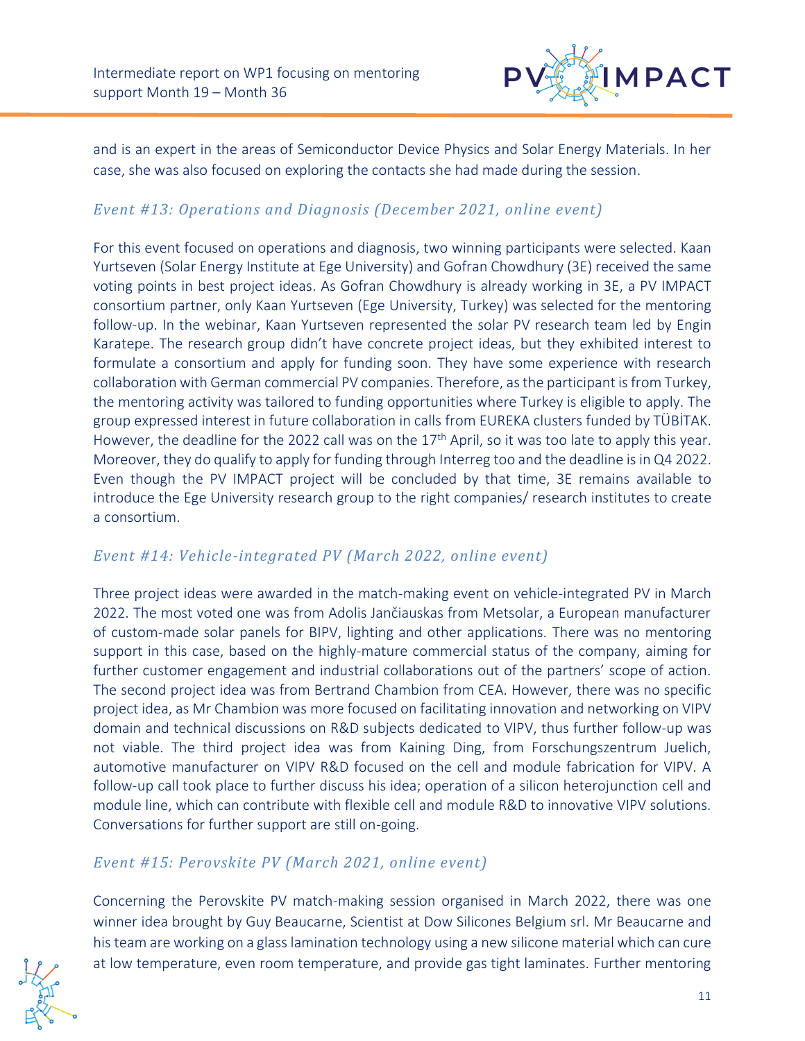and is an expert in the areas of Semiconductor Device Physics and Solar Energy Materials. In her case, she was also focused on exploring the contacts she had made during the session.

### *Event #13: Operations and Diagnosis (December 2021, online event)*

For this event focused on operations and diagnosis, two winning participants were selected. Kaan Yurtseven (Solar Energy Institute at Ege University) and Gofran Chowdhury (3E) received the same voting points in best project ideas. As Gofran Chowdhury is already working in 3E, a PV IMPACT consortium partner, only Kaan Yurtseven (Ege University, Turkey) was selected for the mentoring follow-up. In the webinar, Kaan Yurtseven represented the solar PV research team led by Engin Karatepe. The research group didn't have concrete project ideas, but they exhibited interest to formulate a consortium and apply for funding soon. They have some experience with research collaboration with German commercial PV companies. Therefore, as the participant is from Turkey, the mentoring activity was tailored to funding opportunities where Turkey is eligible to apply. The group expressed interest in future collaboration in calls from EUREKA clusters funded by TÜBİTAK. However, the deadline for the 2022 call was on the 17th April, so it was too late to apply this year. Moreover, they do qualify to apply for funding through Interreg too and the deadline is in Q4 2022. Even though the PV IMPACT project will be concluded by that time, 3E remains available to introduce the Ege University research group to the right companies/ research institutes to create a consortium.

### *Event #14: Vehicle-integrated PV (March 2022, online event)*

Three project ideas were awarded in the match-making event on vehicle-integrated PV in March 2022. The most voted one was from Adolis Jančiauskas from Metsolar, a European manufacturer of custom-made solar panels for BIPV, lighting and other applications. There was no mentoring support in this case, based on the highly-mature commercial status of the company, aiming for further customer engagement and industrial collaborations out of the partners' scope of action. The second project idea was from Bertrand Chambion from CEA. However, there was no specific project idea, as Mr Chambion was more focused on facilitating innovation and networking on VIPV domain and technical discussions on R&D subjects dedicated to VIPV, thus further follow-up was not viable. The third project idea was from Kaining Ding, from Forschungszentrum Juelich, automotive manufacturer on VIPV R&D focused on the cell and module fabrication for VIPV. A follow-up call took place to further discuss his idea; operation of a silicon heterojunction cell and module line, which can contribute with flexible cell and module R&D to innovative VIPV solutions. Conversations for further support are still on-going.

### *Event #15: Perovskite PV (March 2021, online event)*

Concerning the Perovskite PV match-making session organised in March 2022, there was one winner idea brought by Guy Beaucarne, Scientist at Dow Silicones Belgium srl. Mr Beaucarne and his team are working on a glass lamination technology using a new silicone material which can cure at low temperature, even room temperature, and provide gas tight laminates. Further mentoring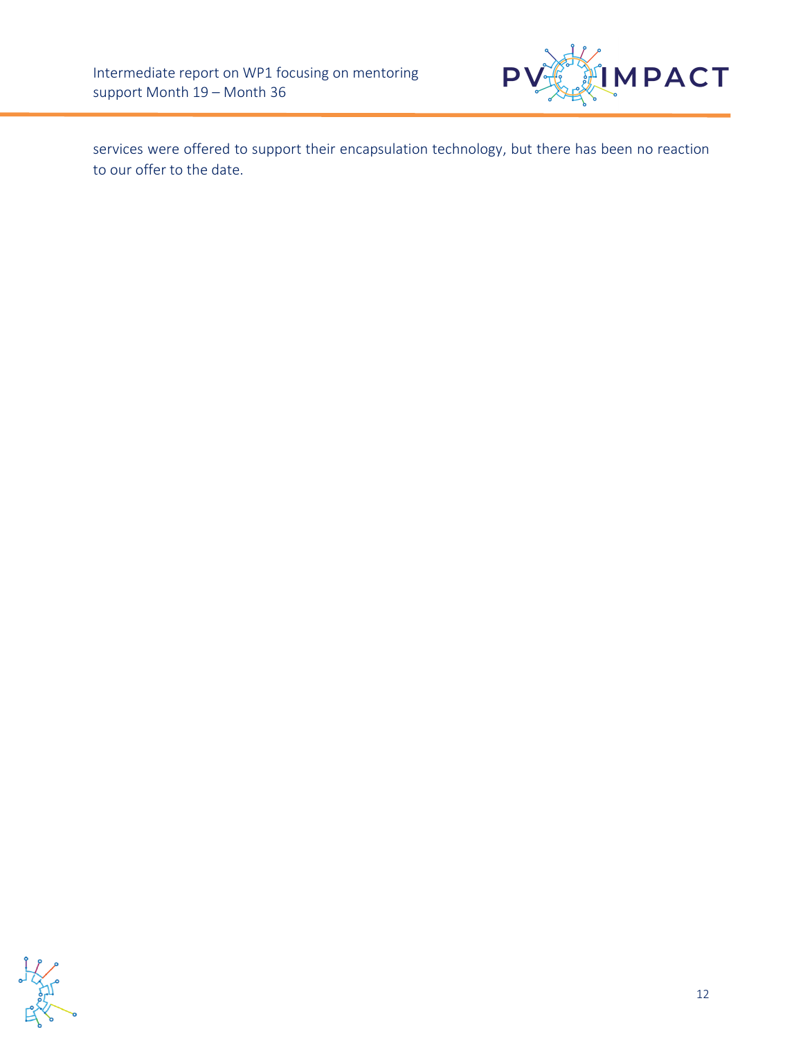services were offered to support their encapsulation technology, but there has been no reaction to our offer to the date.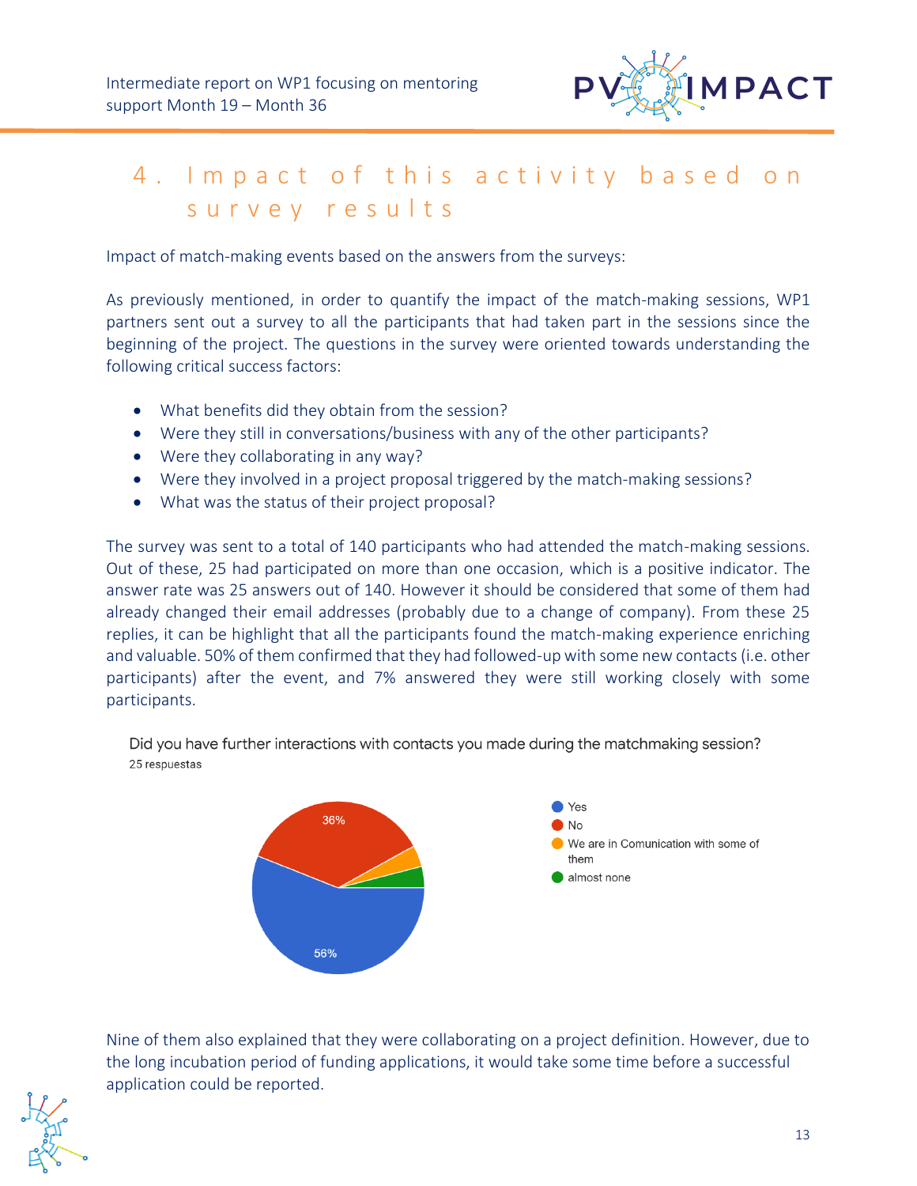# 4. Impact of this activity based on survey results

Impact of match-making events based on the answers from the surveys:

As previously mentioned, in order to quantify the impact of the match-making sessions, WP1 partners sent out a survey to all the participants that had taken part in the sessions since the beginning of the project. The questions in the survey were oriented towards understanding the following critical success factors:

- What benefits did they obtain from the session?
- Were they still in conversations/business with any of the other participants?
- Were they collaborating in any way?
- Were they involved in a project proposal triggered by the match-making sessions?
- What was the status of their project proposal?

The survey was sent to a total of 140 participants who had attended the match-making sessions. Out of these, 25 had participated on more than one occasion, which is a positive indicator. The answer rate was 25 answers out of 140. However it should be considered that some of them had already changed their email addresses (probably due to a change of company). From these 25 replies, it can be highlight that all the participants found the match-making experience enriching and valuable. 50% of them confirmed that they had followed-up with some new contacts (i.e. other participants) after the event, and 7% answered they were still working closely with some participants.

Did you have further interactions with contacts you made during the matchmaking session?
25 respuestas

| Answer | Share |
|---|---|
| Yes | 56% |
| No | 36% |
| We are in Comunication with some of them | |
| almost none | |

Nine of them also explained that they were collaborating on a project definition. However, due to the long incubation period of funding applications, it would take some time before a successful application could be reported.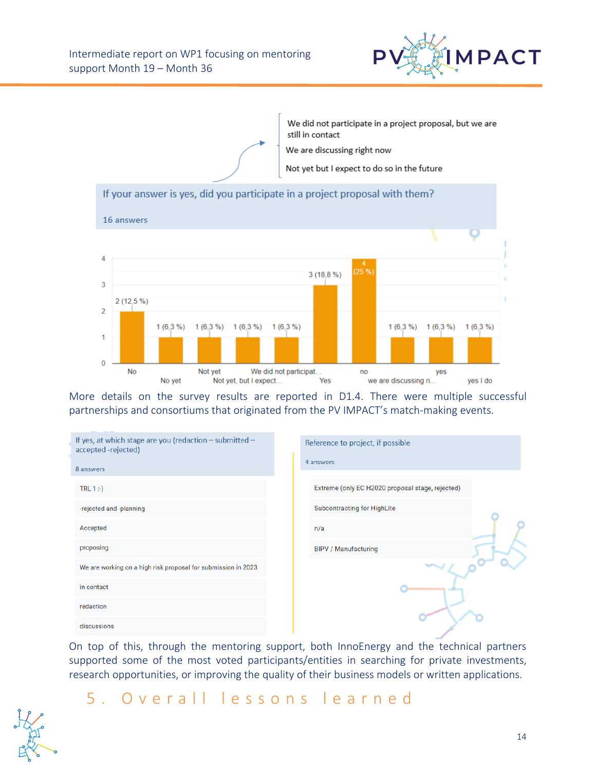We did not participate in a project proposal, but we are still in contact

We are discussing right now

Not yet but I expect to do so in the future

If your answer is yes, did you participate in a project proposal with them?

16 answers

| Answer | Count |
|---|---|
| No | 2 (12,5 %) |
| No yet | 1 (6,3 %) |
| Not yet | 1 (6,3 %) |
| Not yet, but I expect... | 1 (6,3 %) |
| We did not participat... | 1 (6,3 %) |
| Yes | 3 (18,8 %) |
| no | 4 (25 %) |
| we are discussing ri... | 1 (6,3 %) |
| yes | 1 (6,3 %) |
| yes I do | 1 (6,3 %) |

More details on the survey results are reported in D1.4. There were multiple successful partnerships and consortiums that originated from the PV IMPACT's match-making events.

If yes, at which stage are you (redaction – submitted – accepted -rejected)

8 answers

- TRL 1 :-)
- -rejected and -planning
- Accepted
- proposing
- We are working on a high risk proposal for submission in 2023
- in contact
- redaction
- discussions

Reference to project, if possible

4 answers

- Extreme (only EC H2020 proposal stage, rejected)
- Subcontracting for HighLite
- n/a
- BIPV / Manufacturing

On top of this, through the mentoring support, both InnoEnergy and the technical partners supported some of the most voted participants/entities in searching for private investments, research opportunities, or improving the quality of their business models or written applications.

# 5. Overall lessons learned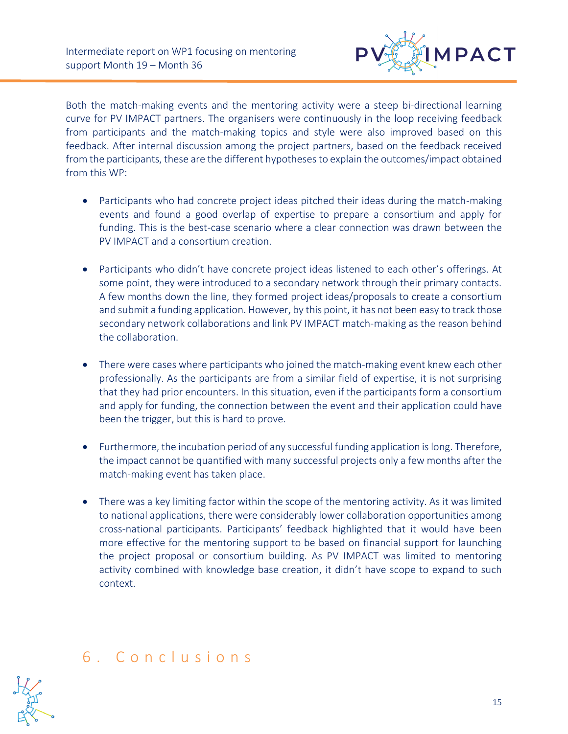Both the match-making events and the mentoring activity were a steep bi-directional learning curve for PV IMPACT partners. The organisers were continuously in the loop receiving feedback from participants and the match-making topics and style were also improved based on this feedback. After internal discussion among the project partners, based on the feedback received from the participants, these are the different hypotheses to explain the outcomes/impact obtained from this WP:

- Participants who had concrete project ideas pitched their ideas during the match-making events and found a good overlap of expertise to prepare a consortium and apply for funding. This is the best-case scenario where a clear connection was drawn between the PV IMPACT and a consortium creation.

- Participants who didn't have concrete project ideas listened to each other's offerings. At some point, they were introduced to a secondary network through their primary contacts. A few months down the line, they formed project ideas/proposals to create a consortium and submit a funding application. However, by this point, it has not been easy to track those secondary network collaborations and link PV IMPACT match-making as the reason behind the collaboration.

- There were cases where participants who joined the match-making event knew each other professionally. As the participants are from a similar field of expertise, it is not surprising that they had prior encounters. In this situation, even if the participants form a consortium and apply for funding, the connection between the event and their application could have been the trigger, but this is hard to prove.

- Furthermore, the incubation period of any successful funding application is long. Therefore, the impact cannot be quantified with many successful projects only a few months after the match-making event has taken place.

- There was a key limiting factor within the scope of the mentoring activity. As it was limited to national applications, there were considerably lower collaboration opportunities among cross-national participants. Participants' feedback highlighted that it would have been more effective for the mentoring support to be based on financial support for launching the project proposal or consortium building. As PV IMPACT was limited to mentoring activity combined with knowledge base creation, it didn't have scope to expand to such context.

# 6. Conclusions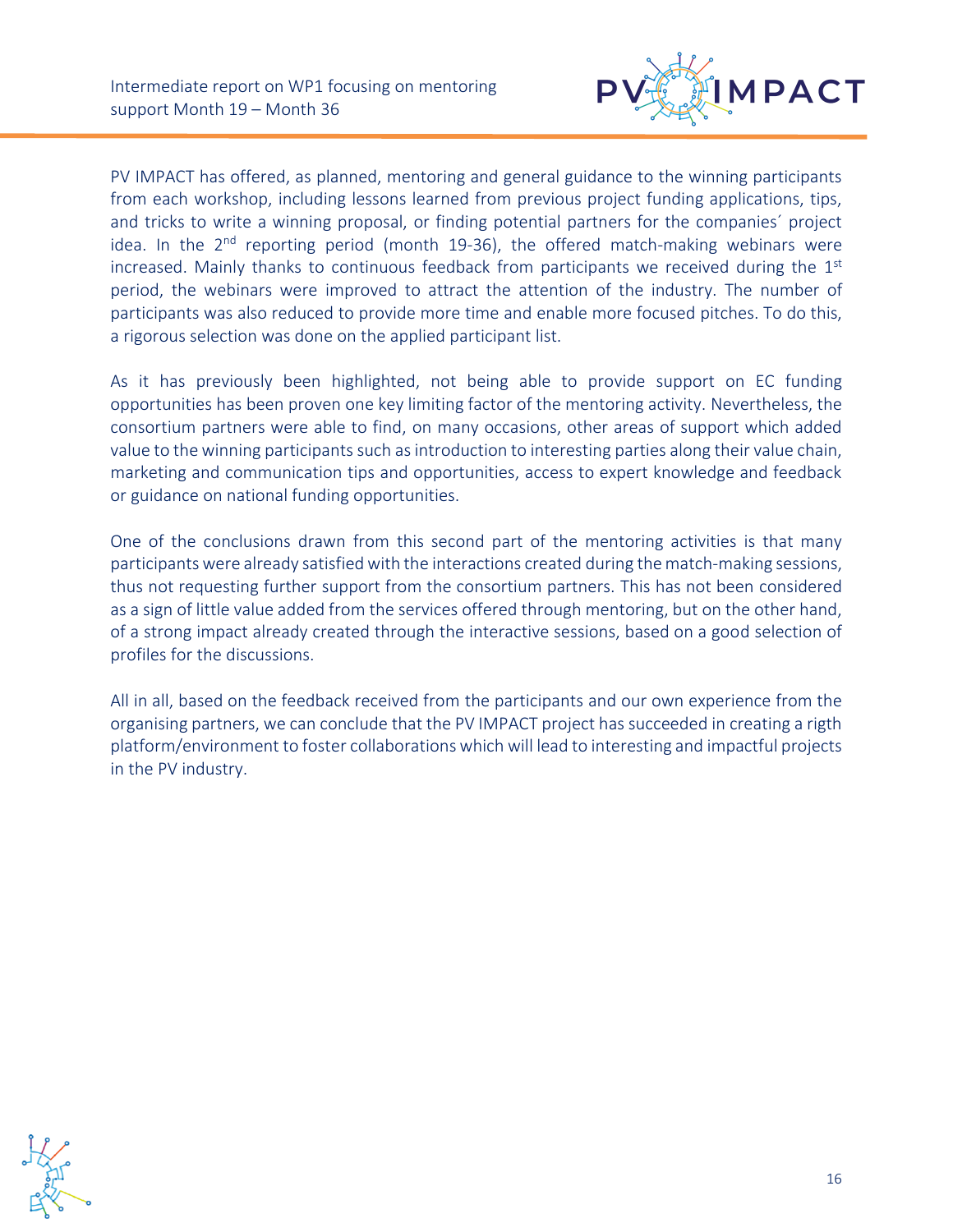PV IMPACT has offered, as planned, mentoring and general guidance to the winning participants from each workshop, including lessons learned from previous project funding applications, tips, and tricks to write a winning proposal, or finding potential partners for the companies´ project idea. In the 2nd reporting period (month 19-36), the offered match-making webinars were increased. Mainly thanks to continuous feedback from participants we received during the 1st period, the webinars were improved to attract the attention of the industry. The number of participants was also reduced to provide more time and enable more focused pitches. To do this, a rigorous selection was done on the applied participant list.

As it has previously been highlighted, not being able to provide support on EC funding opportunities has been proven one key limiting factor of the mentoring activity. Nevertheless, the consortium partners were able to find, on many occasions, other areas of support which added value to the winning participants such as introduction to interesting parties along their value chain, marketing and communication tips and opportunities, access to expert knowledge and feedback or guidance on national funding opportunities.

One of the conclusions drawn from this second part of the mentoring activities is that many participants were already satisfied with the interactions created during the match-making sessions, thus not requesting further support from the consortium partners. This has not been considered as a sign of little value added from the services offered through mentoring, but on the other hand, of a strong impact already created through the interactive sessions, based on a good selection of profiles for the discussions.

All in all, based on the feedback received from the participants and our own experience from the organising partners, we can conclude that the PV IMPACT project has succeeded in creating a rigth platform/environment to foster collaborations which will lead to interesting and impactful projects in the PV industry.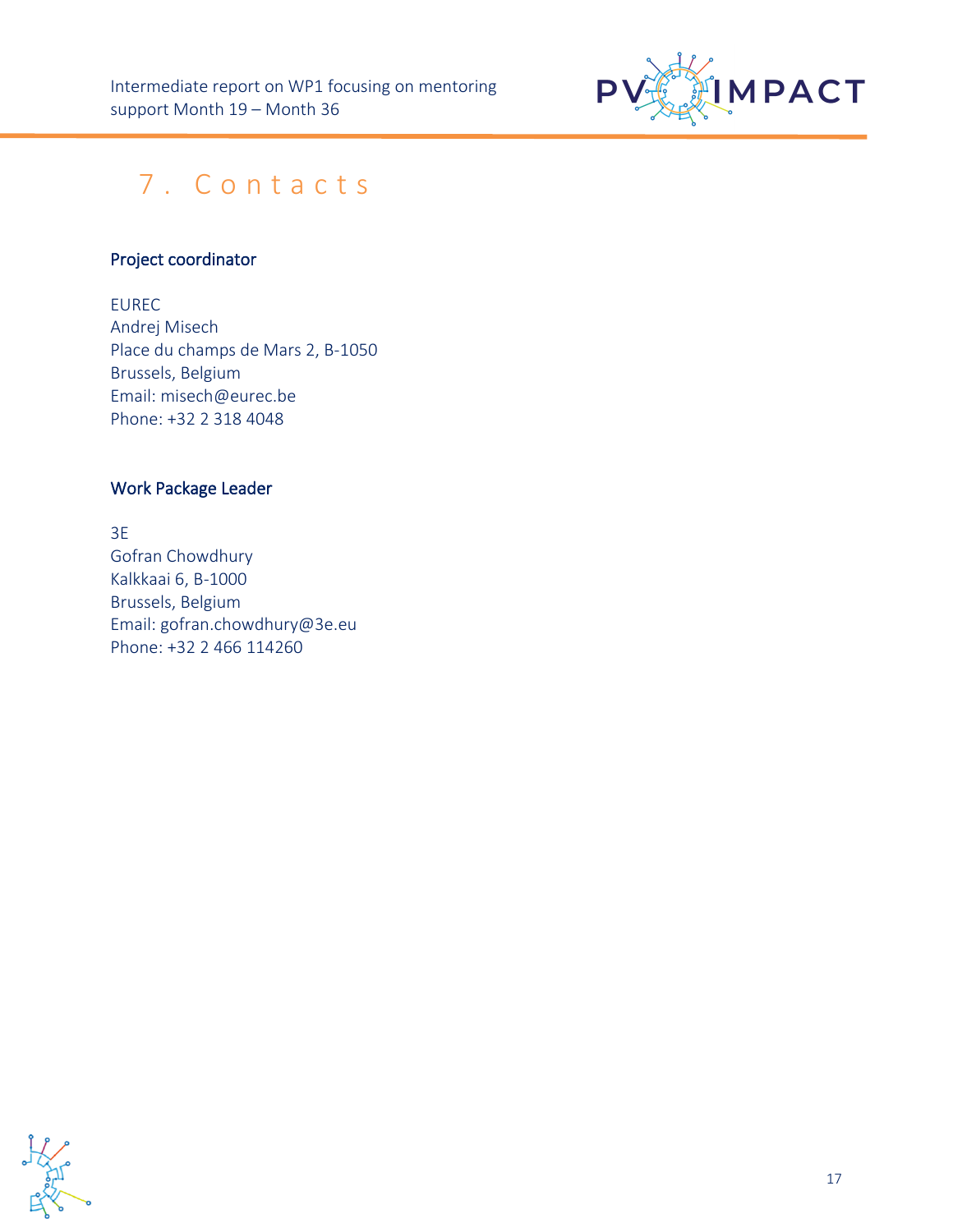# 7. Contacts

### Project coordinator

EUREC
Andrej Misech
Place du champs de Mars 2, B-1050
Brussels, Belgium
Email: misech@eurec.be
Phone: +32 2 318 4048

### Work Package Leader

3E
Gofran Chowdhury
Kalkkaai 6, B-1000
Brussels, Belgium
Email: gofran.chowdhury@3e.eu
Phone: +32 2 466 114260